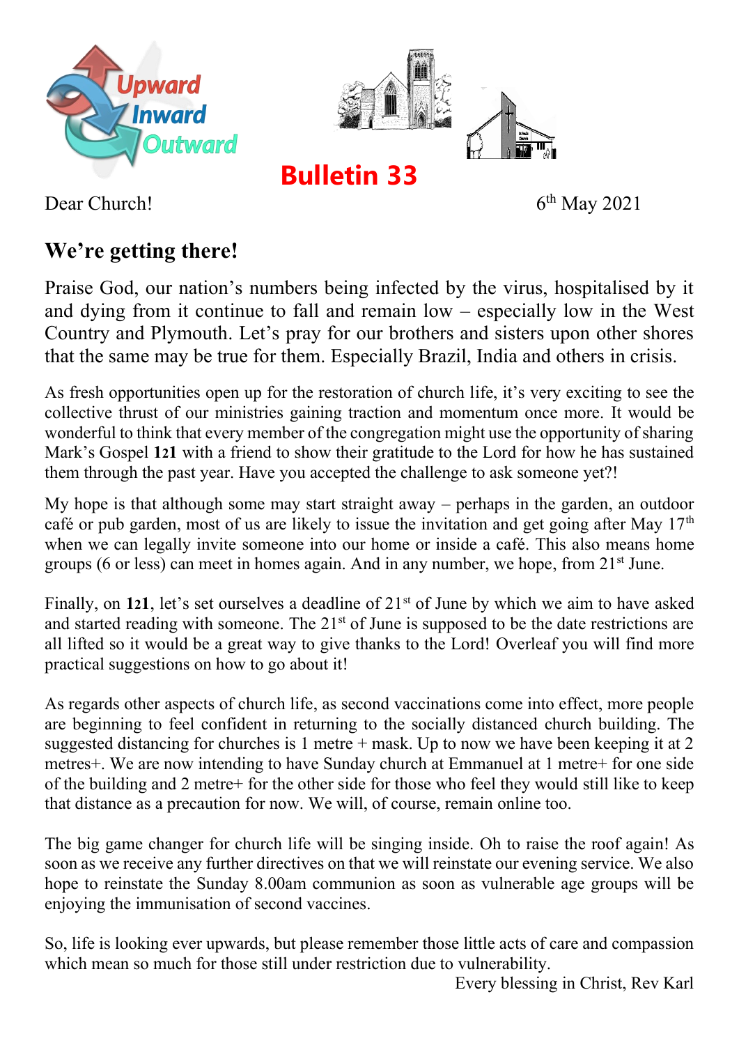Upward Inward Outward

# Bulletin 33

Dear Church!

6th May 2021

## We're getting there!

Praise God, our nation's numbers being infected by the virus, hospitalised by it and dying from it continue to fall and remain low – especially low in the West Country and Plymouth. Let's pray for our brothers and sisters upon other shores that the same may be true for them. Especially Brazil, India and others in crisis.

As fresh opportunities open up for the restoration of church life, it's very exciting to see the collective thrust of our ministries gaining traction and momentum once more. It would be wonderful to think that every member of the congregation might use the opportunity of sharing Mark's Gospel **121** with a friend to show their gratitude to the Lord for how he has sustained them through the past year. Have you accepted the challenge to ask someone yet?!

My hope is that although some may start straight away – perhaps in the garden, an outdoor café or pub garden, most of us are likely to issue the invitation and get going after May 17th when we can legally invite someone into our home or inside a café. This also means home groups (6 or less) can meet in homes again. And in any number, we hope, from 21st June.

Finally, on **121**, let's set ourselves a deadline of 21st of June by which we aim to have asked and started reading with someone. The 21st of June is supposed to be the date restrictions are all lifted so it would be a great way to give thanks to the Lord! Overleaf you will find more practical suggestions on how to go about it!

As regards other aspects of church life, as second vaccinations come into effect, more people are beginning to feel confident in returning to the socially distanced church building. The suggested distancing for churches is 1 metre + mask. Up to now we have been keeping it at 2 metres+. We are now intending to have Sunday church at Emmanuel at 1 metre+ for one side of the building and 2 metre+ for the other side for those who feel they would still like to keep that distance as a precaution for now. We will, of course, remain online too.

The big game changer for church life will be singing inside. Oh to raise the roof again! As soon as we receive any further directives on that we will reinstate our evening service. We also hope to reinstate the Sunday 8.00am communion as soon as vulnerable age groups will be enjoying the immunisation of second vaccines.

So, life is looking ever upwards, but please remember those little acts of care and compassion which mean so much for those still under restriction due to vulnerability.

Every blessing in Christ, Rev Karl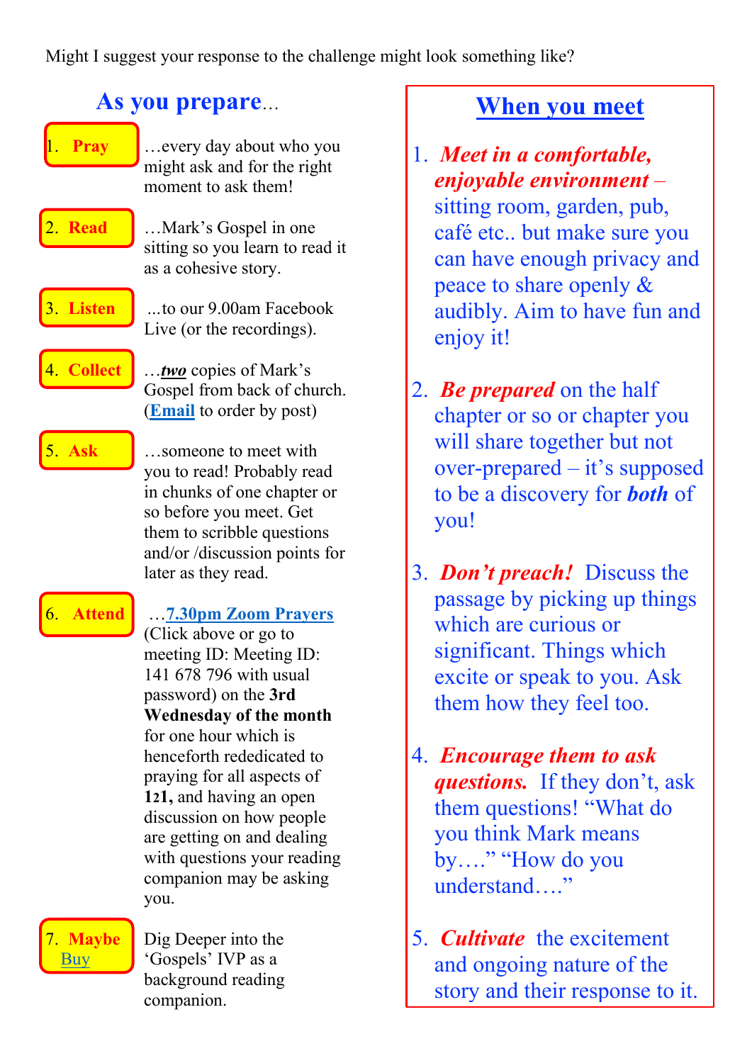Might I suggest your response to the challenge might look something like?

## As you prepare…

1. **Pray** …every day about who you might ask and for the right moment to ask them!

2. **Read** …Mark's Gospel in one sitting so you learn to read it as a cohesive story.

3. **Listen** ...to our 9.00am Facebook Live (or the recordings).

4. **Collect** …***two*** copies of Mark's Gospel from back of church. (**Email** to order by post)

5. **Ask** …someone to meet with you to read! Probably read in chunks of one chapter or so before you meet. Get them to scribble questions and/or /discussion points for later as they read.

6. **Attend** …**7.30pm Zoom Prayers** (Click above or go to meeting ID: Meeting ID: 141 678 796 with usual password) on the **3rd Wednesday of the month** for one hour which is henceforth rededicated to praying for all aspects of **121,** and having an open discussion on how people are getting on and dealing with questions your reading companion may be asking you.

7. **Maybe** Buy Dig Deeper into the 'Gospels' IVP as a background reading companion.

## When you meet

1. ***Meet in a comfortable, enjoyable environment*** – sitting room, garden, pub, café etc.. but make sure you can have enough privacy and peace to share openly & audibly. Aim to have fun and enjoy it!

2. ***Be prepared*** on the half chapter or so or chapter you will share together but not over-prepared – it's supposed to be a discovery for ***both*** of you!

3. ***Don't preach!*** Discuss the passage by picking up things which are curious or significant. Things which excite or speak to you. Ask them how they feel too.

4. ***Encourage them to ask questions.*** If they don't, ask them questions! "What do you think Mark means by…." "How do you understand…."

5. ***Cultivate*** the excitement and ongoing nature of the story and their response to it.